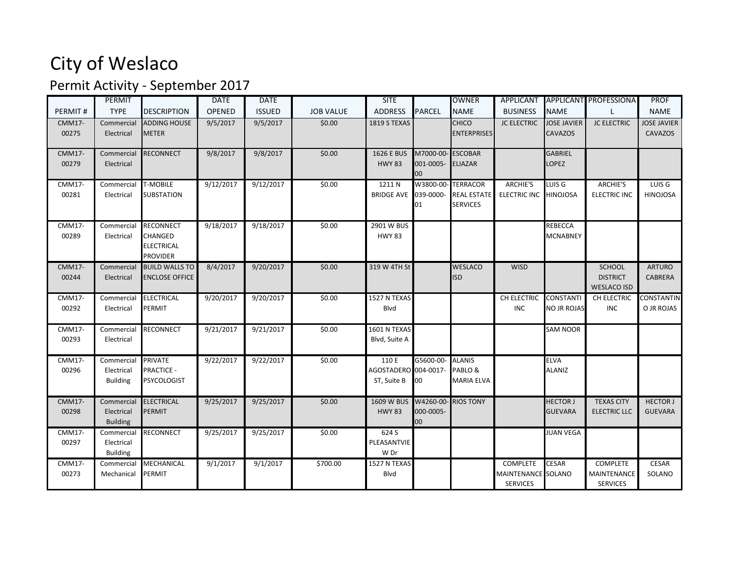# City of Weslaco

## Permit Activity - September 2017

| PERMIT # | PERMIT TYPE | DESCRIPTION | DATE OPENED | DATE ISSUED | JOB VALUE | SITE ADDRESS | PARCEL | OWNER NAME | APPLICANT BUSINESS | APPLICANT NAME | PROFESSIONAL | PROF NAME |
|---|---|---|---|---|---|---|---|---|---|---|---|---|
| CMM17-00275 | Commercial Electrical | ADDING HOUSE METER | 9/5/2017 | 9/5/2017 | $0.00 | 1819 S TEXAS | | CHICO ENTERPRISES | JC ELECTRIC | JOSE JAVIER CAVAZOS | JC ELECTRIC | JOSE JAVIER CAVAZOS |
| CMM17-00279 | Commercial Electrical | RECONNECT | 9/8/2017 | 9/8/2017 | $0.00 | 1626 E BUS HWY 83 | M7000-00-001-0005-00 | ESCOBAR ELIAZAR | | GABRIEL LOPEZ | | |
| CMM17-00281 | Commercial Electrical | T-MOBILE SUBSTATION | 9/12/2017 | 9/12/2017 | $0.00 | 1211 N BRIDGE AVE | W3800-00-039-0000-01 | TERRACOR REAL ESTATE SERVICES | ARCHIE'S ELECTRIC INC | LUIS G HINOJOSA | ARCHIE'S ELECTRIC INC | LUIS G HINOJOSA |
| CMM17-00289 | Commercial Electrical | RECONNECT CHANGED ELECTRICAL PROVIDER | 9/18/2017 | 9/18/2017 | $0.00 | 2901 W BUS HWY 83 | | | | REBECCA MCNABNEY | | |
| CMM17-00244 | Commercial Electrical | BUILD WALLS TO ENCLOSE OFFICE | 8/4/2017 | 9/20/2017 | $0.00 | 319 W 4TH St | | WESLACO ISD | WISD | | SCHOOL DISTRICT WESLACO ISD | ARTURO CABRERA |
| CMM17-00292 | Commercial Electrical | ELECTRICAL PERMIT | 9/20/2017 | 9/20/2017 | $0.00 | 1527 N TEXAS Blvd | | | CH ELECTRIC INC | CONSTANTINO JR ROJAS | CH ELECTRIC INC | CONSTANTINO JR ROJAS |
| CMM17-00293 | Commercial Electrical | RECONNECT | 9/21/2017 | 9/21/2017 | $0.00 | 1601 N TEXAS Blvd, Suite A | | | | SAM NOOR | | |
| CMM17-00296 | Commercial Electrical Building | PRIVATE PRACTICE - PSYCOLOGIST | 9/22/2017 | 9/22/2017 | $0.00 | 110 E AGOSTADERO ST, Suite B | G5600-00-004-0017-00 | ALANIS PABLO & MARIA ELVA | | ELVA ALANIZ | | |
| CMM17-00298 | Commercial Electrical Building | ELECTRICAL PERMIT | 9/25/2017 | 9/25/2017 | $0.00 | 1609 W BUS HWY 83 | W4260-00-000-0005-00 | RIOS TONY | | HECTOR J GUEVARA | TEXAS CITY ELECTRIC LLC | HECTOR J GUEVARA |
| CMM17-00297 | Commercial Electrical Building | RECONNECT | 9/25/2017 | 9/25/2017 | $0.00 | 624 S PLEASANTVIEW Dr | | | | JUAN VEGA | | |
| CMM17-00273 | Commercial Mechanical | MECHANICAL PERMIT | 9/1/2017 | 9/1/2017 | $700.00 | 1527 N TEXAS Blvd | | | COMPLETE MAINTENANCE SERVICES | CESAR SOLANO | COMPLETE MAINTENANCE SERVICES | CESAR SOLANO |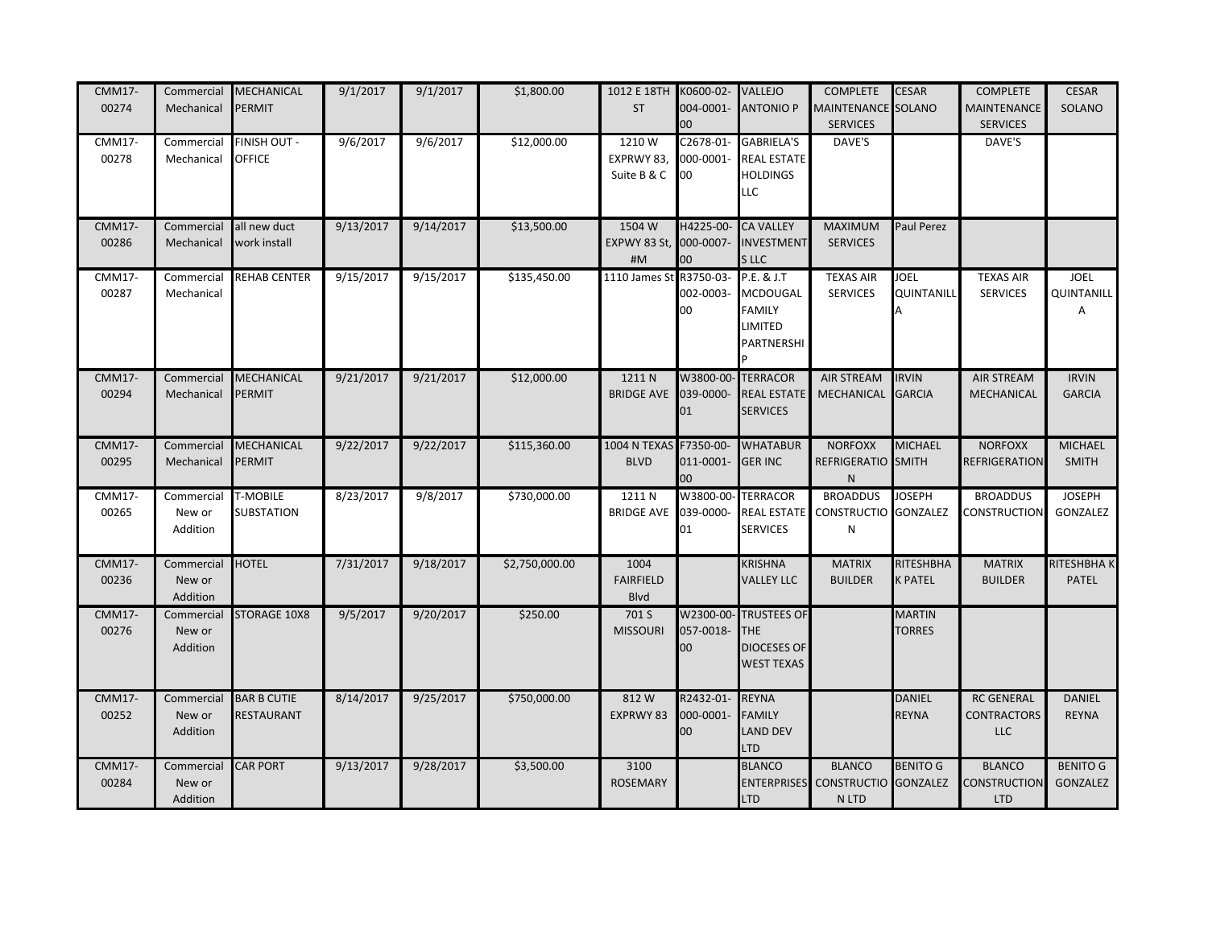| CMM17-00274 | Commercial Mechanical | MECHANICAL PERMIT | 9/1/2017 | 9/1/2017 | $1,800.00 | 1012 E 18TH ST | K0600-02-004-0001-00 | VALLEJO ANTONIO P | COMPLETE MAINTENANCE SERVICES | CESAR SOLANO | COMPLETE MAINTENANCE SERVICES | CESAR SOLANO |
|---|---|---|---|---|---|---|---|---|---|---|---|---|
| CMM17-00278 | Commercial Mechanical | FINISH OUT - OFFICE | 9/6/2017 | 9/6/2017 | $12,000.00 | 1210 W EXPRWY 83, Suite B & C | C2678-01-000-0001-00 | GABRIELA'S REAL ESTATE HOLDINGS LLC | DAVE'S | | DAVE'S | |
| CMM17-00286 | Commercial Mechanical | all new duct work install | 9/13/2017 | 9/14/2017 | $13,500.00 | 1504 W EXPW 83 St, #M | H4225-00-000-0007-00 | CA VALLEY INVESTMENTS LLC | MAXIMUM SERVICES | Paul Perez | | |
| CMM17-00287 | Commercial Mechanical | REHAB CENTER | 9/15/2017 | 9/15/2017 | $135,450.00 | 1110 James St | R3750-03-002-0003-00 | P.E. & J.T MCDOUGAL FAMILY LIMITED PARTNERSHIP | TEXAS AIR SERVICES | JOEL QUINTANILLA | TEXAS AIR SERVICES | JOEL QUINTANILLA |
| CMM17-00294 | Commercial Mechanical | MECHANICAL PERMIT | 9/21/2017 | 9/21/2017 | $12,000.00 | 1211 N BRIDGE AVE | W3800-00-039-0000-01 | TERRACOR REAL ESTATE SERVICES | AIR STREAM MECHANICAL | IRVIN GARCIA | AIR STREAM MECHANICAL | IRVIN GARCIA |
| CMM17-00295 | Commercial Mechanical | MECHANICAL PERMIT | 9/22/2017 | 9/22/2017 | $115,360.00 | 1004 N TEXAS BLVD | F7350-00-011-0001-00 | WHATABURGER INC | NORFOXX REFRIGERATION | MICHAEL SMITH | NORFOXX REFRIGERATION | MICHAEL SMITH |
| CMM17-00265 | Commercial New or Addition | T-MOBILE SUBSTATION | 8/23/2017 | 9/8/2017 | $730,000.00 | 1211 N BRIDGE AVE | W3800-00-039-0000-01 | TERRACOR REAL ESTATE SERVICES | BROADDUS CONSTRUCTION | JOSEPH GONZALEZ | BROADDUS CONSTRUCTION | JOSEPH GONZALEZ |
| CMM17-00236 | Commercial New or Addition | HOTEL | 7/31/2017 | 9/18/2017 | $2,750,000.00 | 1004 FAIRFIELD Blvd | | KRISHNA VALLEY LLC | MATRIX BUILDER | RITESHBHAK PATEL | MATRIX BUILDER | RITESHBHA K PATEL |
| CMM17-00276 | Commercial New or Addition | STORAGE 10X8 | 9/5/2017 | 9/20/2017 | $250.00 | 701 S MISSOURI | W2300-00-057-0018-00 | TRUSTEES OF THE DIOCESES OF WEST TEXAS | | MARTIN TORRES | | |
| CMM17-00252 | Commercial New or Addition | BAR B CUTIE RESTAURANT | 8/14/2017 | 9/25/2017 | $750,000.00 | 812 W EXPRWY 83 | R2432-01-000-0001-00 | REYNA FAMILY LAND DEV LTD | | DANIEL REYNA | RC GENERAL CONTRACTORS LLC | DANIEL REYNA |
| CMM17-00284 | Commercial New or Addition | CAR PORT | 9/13/2017 | 9/28/2017 | $3,500.00 | 3100 ROSEMARY | | BLANCO ENTERPRISES LTD | BLANCO CONSTRUCTION LTD | BENITO G GONZALEZ | BLANCO CONSTRUCTION LTD | BENITO G GONZALEZ |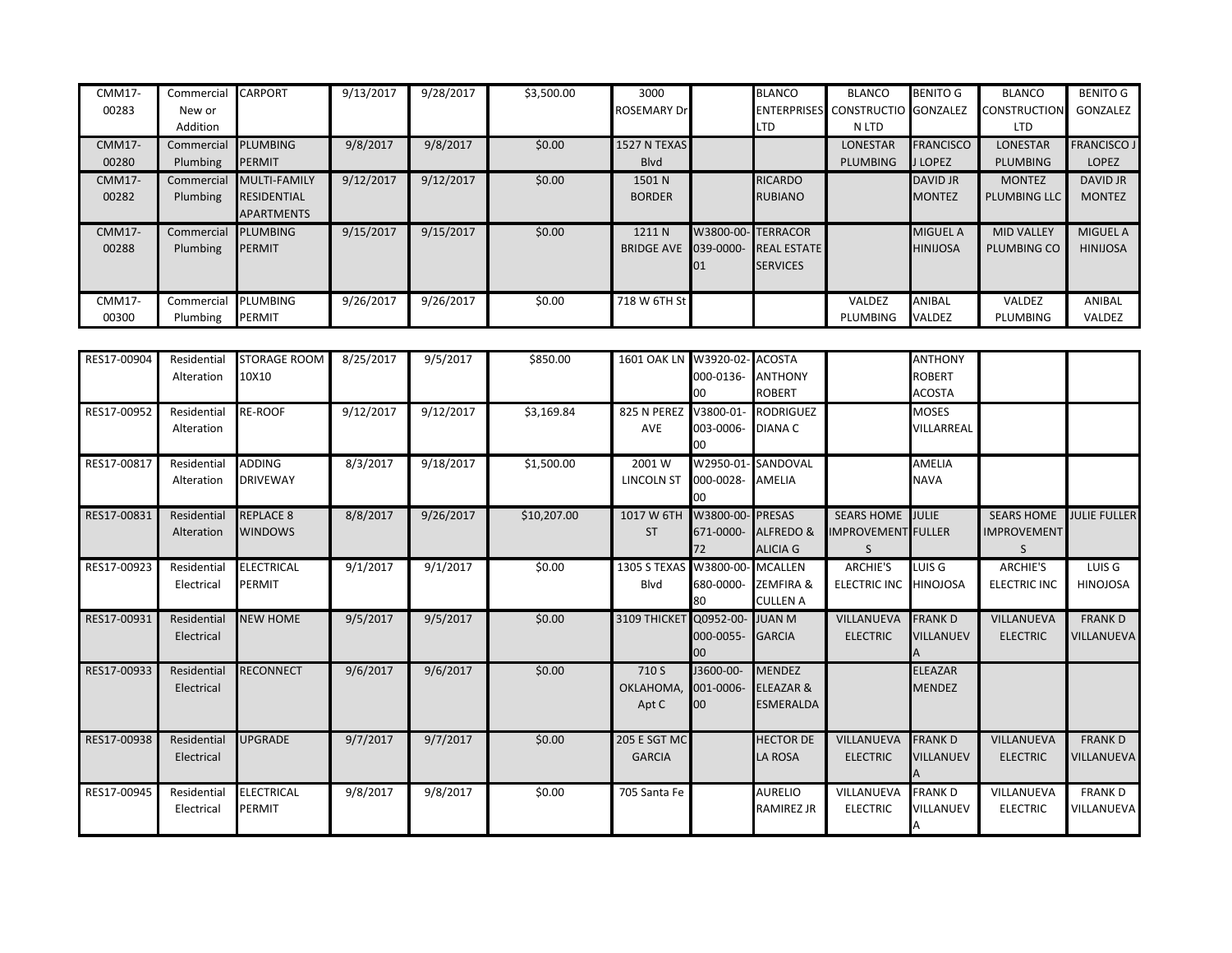| CMM17-00283 | Commercial New or Addition | CARPORT | 9/13/2017 | 9/28/2017 | $3,500.00 | 3000 ROSEMARY Dr | | BLANCO ENTERPRISES LTD | BLANCO CONSTRUCTION LTD | BENITO G GONZALEZ | BLANCO CONSTRUCTION LTD | BENITO G GONZALEZ |
|---|---|---|---|---|---|---|---|---|---|---|---|---|
| CMM17-00280 | Commercial Plumbing | PLUMBING PERMIT | 9/8/2017 | 9/8/2017 | $0.00 | 1527 N TEXAS Blvd | | | LONESTAR PLUMBING | FRANCISCO J LOPEZ | LONESTAR PLUMBING | FRANCISCO J LOPEZ |
| CMM17-00282 | Commercial Plumbing | MULTI-FAMILY RESIDENTIAL APARTMENTS | 9/12/2017 | 9/12/2017 | $0.00 | 1501 N BORDER | | RICARDO RUBIANO | | DAVID JR MONTEZ | MONTEZ PLUMBING LLC | DAVID JR MONTEZ |
| CMM17-00288 | Commercial Plumbing | PLUMBING PERMIT | 9/15/2017 | 9/15/2017 | $0.00 | 1211 N BRIDGE AVE | W3800-00-039-0000-01 | TERRACOR REAL ESTATE SERVICES | | MIGUEL A HINIJOSA | MID VALLEY PLUMBING CO | MIGUEL A HINIJOSA |
| CMM17-00300 | Commercial Plumbing | PLUMBING PERMIT | 9/26/2017 | 9/26/2017 | $0.00 | 718 W 6TH St | | | VALDEZ PLUMBING | ANIBAL VALDEZ | VALDEZ PLUMBING | ANIBAL VALDEZ |

| RES17-00904 | Residential Alteration | STORAGE ROOM 10X10 | 8/25/2017 | 9/5/2017 | $850.00 | 1601 OAK LN | W3920-02-000-0136-00 | ACOSTA ANTHONY ROBERT | | ANTHONY ROBERT ACOSTA | | |
|---|---|---|---|---|---|---|---|---|---|---|---|---|
| RES17-00952 | Residential Alteration | RE-ROOF | 9/12/2017 | 9/12/2017 | $3,169.84 | 825 N PEREZ AVE | V3800-01-003-0006-00 | RODRIGUEZ DIANA C | | MOSES VILLARREAL | | |
| RES17-00817 | Residential Alteration | ADDING DRIVEWAY | 8/3/2017 | 9/18/2017 | $1,500.00 | 2001 W LINCOLN ST | W2950-01-000-0028-00 | SANDOVAL AMELIA | | AMELIA NAVA | | |
| RES17-00831 | Residential Alteration | REPLACE 8 WINDOWS | 8/8/2017 | 9/26/2017 | $10,207.00 | 1017 W 6TH ST | W3800-00-671-0000-72 | PRESAS ALFREDO & ALICIA G | SEARS HOME IMPROVEMENTS | JULIE FULLER | SEARS HOME IMPROVEMENTS | JULIE FULLER |
| RES17-00923 | Residential Electrical | ELECTRICAL PERMIT | 9/1/2017 | 9/1/2017 | $0.00 | 1305 S TEXAS Blvd | W3800-00-680-0000-80 | MCALLEN ZEMFIRA & CULLEN A | ARCHIE'S ELECTRIC INC | LUIS G HINOJOSA | ARCHIE'S ELECTRIC INC | LUIS G HINOJOSA |
| RES17-00931 | Residential Electrical | NEW HOME | 9/5/2017 | 9/5/2017 | $0.00 | 3109 THICKET | Q0952-00-000-0055-00 | JUAN M GARCIA | VILLANUEVA ELECTRIC | FRANK D VILLANUEVA | VILLANUEVA ELECTRIC | FRANK D VILLANUEVA |
| RES17-00933 | Residential Electrical | RECONNECT | 9/6/2017 | 9/6/2017 | $0.00 | 710 S OKLAHOMA, Apt C | J3600-00-001-0006-00 | MENDEZ ELEAZAR & ESMERALDA | | ELEAZAR MENDEZ | | |
| RES17-00938 | Residential Electrical | UPGRADE | 9/7/2017 | 9/7/2017 | $0.00 | 205 E SGT MC GARCIA | | HECTOR DE LA ROSA | VILLANUEVA ELECTRIC | FRANK D VILLANUEVA | VILLANUEVA ELECTRIC | FRANK D VILLANUEVA |
| RES17-00945 | Residential Electrical | ELECTRICAL PERMIT | 9/8/2017 | 9/8/2017 | $0.00 | 705 Santa Fe | | AURELIO RAMIREZ JR | VILLANUEVA ELECTRIC | FRANK D VILLANUEVA | VILLANUEVA ELECTRIC | FRANK D VILLANUEVA |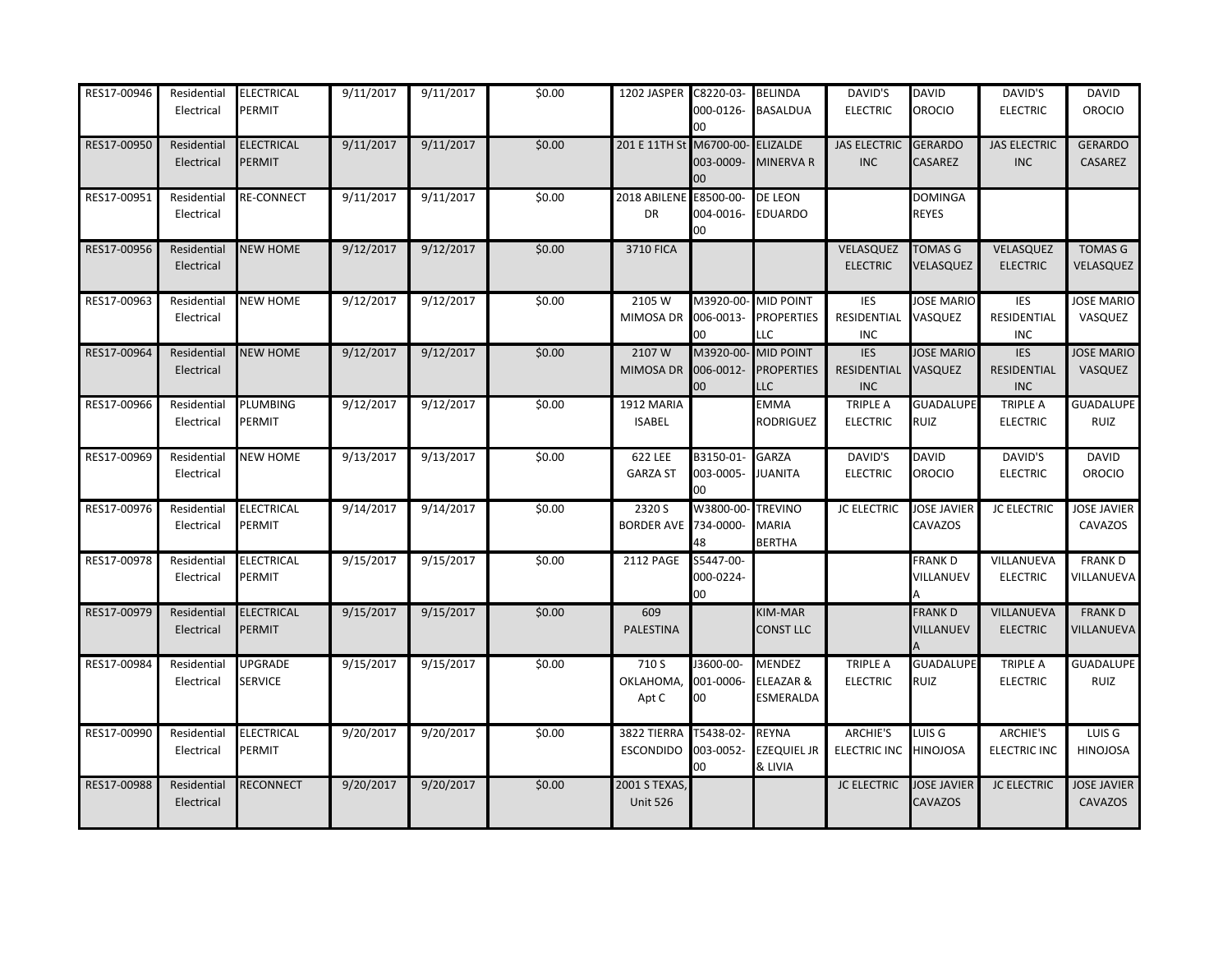| RES17-00946 | Residential Electrical | ELECTRICAL PERMIT | 9/11/2017 | 9/11/2017 | $0.00 | 1202 JASPER | C8220-03-000-0126-00 | BELINDA BASALDUA | DAVID'S ELECTRIC | DAVID OROCIO | DAVID'S ELECTRIC | DAVID OROCIO |
|---|---|---|---|---|---|---|---|---|---|---|---|---|
| RES17-00950 | Residential Electrical | ELECTRICAL PERMIT | 9/11/2017 | 9/11/2017 | $0.00 | 201 E 11TH St | M6700-00-003-0009-00 | ELIZALDE MINERVA R | JAS ELECTRIC INC | GERARDO CASAREZ | JAS ELECTRIC INC | GERARDO CASAREZ |
| RES17-00951 | Residential Electrical | RE-CONNECT | 9/11/2017 | 9/11/2017 | $0.00 | 2018 ABILENE DR | E8500-00-004-0016-00 | DE LEON EDUARDO | | DOMINGA REYES | | |
| RES17-00956 | Residential Electrical | NEW HOME | 9/12/2017 | 9/12/2017 | $0.00 | 3710 FICA | | | VELASQUEZ ELECTRIC | TOMAS G VELASQUEZ | VELASQUEZ ELECTRIC | TOMAS G VELASQUEZ |
| RES17-00963 | Residential Electrical | NEW HOME | 9/12/2017 | 9/12/2017 | $0.00 | 2105 W MIMOSA DR | M3920-00-006-0013-00 | MID POINT PROPERTIES LLC | IES RESIDENTIAL INC | JOSE MARIO VASQUEZ | IES RESIDENTIAL INC | JOSE MARIO VASQUEZ |
| RES17-00964 | Residential Electrical | NEW HOME | 9/12/2017 | 9/12/2017 | $0.00 | 2107 W MIMOSA DR | M3920-00-006-0012-00 | MID POINT PROPERTIES LLC | IES RESIDENTIAL INC | JOSE MARIO VASQUEZ | IES RESIDENTIAL INC | JOSE MARIO VASQUEZ |
| RES17-00966 | Residential Electrical | PLUMBING PERMIT | 9/12/2017 | 9/12/2017 | $0.00 | 1912 MARIA ISABEL | | EMMA RODRIGUEZ | TRIPLE A ELECTRIC | GUADALUPE RUIZ | TRIPLE A ELECTRIC | GUADALUPE RUIZ |
| RES17-00969 | Residential Electrical | NEW HOME | 9/13/2017 | 9/13/2017 | $0.00 | 622 LEE GARZA ST | B3150-01-003-0005-00 | GARZA JUANITA | DAVID'S ELECTRIC | DAVID OROCIO | DAVID'S ELECTRIC | DAVID OROCIO |
| RES17-00976 | Residential Electrical | ELECTRICAL PERMIT | 9/14/2017 | 9/14/2017 | $0.00 | 2320 S BORDER AVE | W3800-00-734-0000-48 | TREVINO MARIA BERTHA | JC ELECTRIC | JOSE JAVIER CAVAZOS | JC ELECTRIC | JOSE JAVIER CAVAZOS |
| RES17-00978 | Residential Electrical | ELECTRICAL PERMIT | 9/15/2017 | 9/15/2017 | $0.00 | 2112 PAGE | S5447-00-000-0224-00 | | | FRANK D VILLANUEVA | VILLANUEVA ELECTRIC | FRANK D VILLANUEVA |
| RES17-00979 | Residential Electrical | ELECTRICAL PERMIT | 9/15/2017 | 9/15/2017 | $0.00 | 609 PALESTINA | | KIM-MAR CONST LLC | | FRANK D VILLANUEVA | VILLANUEVA ELECTRIC | FRANK D VILLANUEVA |
| RES17-00984 | Residential Electrical | UPGRADE SERVICE | 9/15/2017 | 9/15/2017 | $0.00 | 710 S OKLAHOMA, Apt C | J3600-00-001-0006-00 | MENDEZ ELEAZAR & ESMERALDA | TRIPLE A ELECTRIC | GUADALUPE RUIZ | TRIPLE A ELECTRIC | GUADALUPE RUIZ |
| RES17-00990 | Residential Electrical | ELECTRICAL PERMIT | 9/20/2017 | 9/20/2017 | $0.00 | 3822 TIERRA ESCONDIDO | T5438-02-003-0052-00 | REYNA EZEQUIEL JR & LIVIA | ARCHIE'S ELECTRIC INC | LUIS G HINOJOSA | ARCHIE'S ELECTRIC INC | LUIS G HINOJOSA |
| RES17-00988 | Residential Electrical | RECONNECT | 9/20/2017 | 9/20/2017 | $0.00 | 2001 S TEXAS, Unit 526 | | | JC ELECTRIC | JOSE JAVIER CAVAZOS | JC ELECTRIC | JOSE JAVIER CAVAZOS |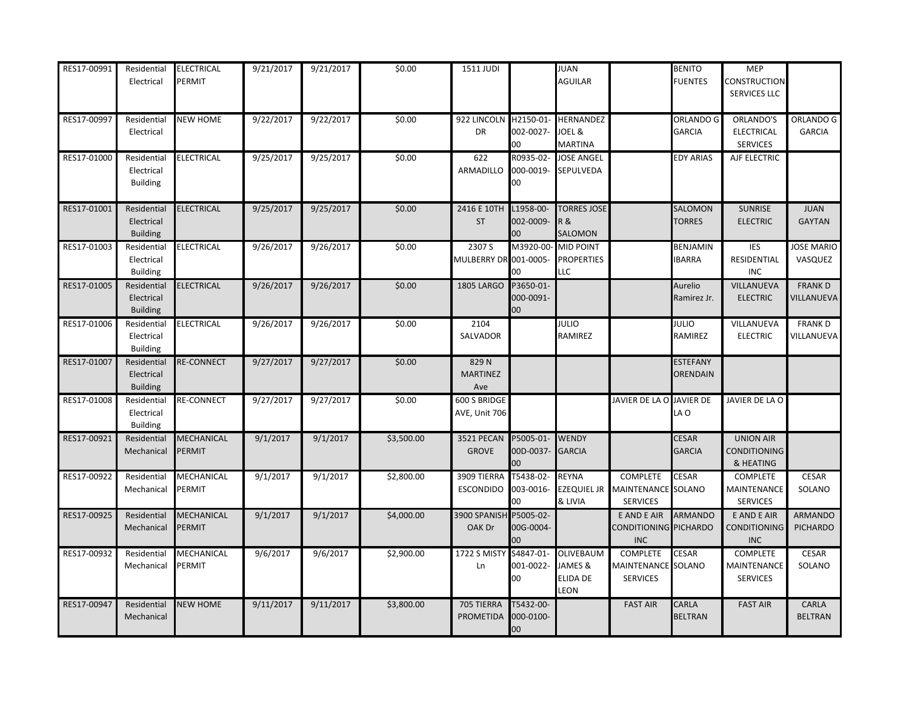| | | | | | | | | | | | | |
|---|---|---|---|---|---|---|---|---|---|---|---|---|
| RES17-00991 | Residential Electrical | ELECTRICAL PERMIT | 9/21/2017 | 9/21/2017 | $0.00 | 1511 JUDI | | JUAN AGUILAR | | BENITO FUENTES | MEP CONSTRUCTION SERVICES LLC | |
| RES17-00997 | Residential Electrical | NEW HOME | 9/22/2017 | 9/22/2017 | $0.00 | 922 LINCOLN DR | H2150-01-002-0027-00 | HERNANDEZ JOEL & MARTINA | | ORLANDO G GARCIA | ORLANDO'S ELECTRICAL SERVICES | ORLANDO G GARCIA |
| RES17-01000 | Residential Electrical Building | ELECTRICAL | 9/25/2017 | 9/25/2017 | $0.00 | 622 ARMADILLO | R0935-02-000-0019-00 | JOSE ANGEL SEPULVEDA | | EDY ARIAS | AJF ELECTRIC | |
| RES17-01001 | Residential Electrical Building | ELECTRICAL | 9/25/2017 | 9/25/2017 | $0.00 | 2416 E 10TH ST | L1958-00-002-0009-00 | TORRES JOSE R & SALOMON | | SALOMON TORRES | SUNRISE ELECTRIC | JUAN GAYTAN |
| RES17-01003 | Residential Electrical Building | ELECTRICAL | 9/26/2017 | 9/26/2017 | $0.00 | 2307 S MULBERRY DR | M3920-00-001-0005-00 | MID POINT PROPERTIES LLC | | BENJAMIN IBARRA | IES RESIDENTIAL INC | JOSE MARIO VASQUEZ |
| RES17-01005 | Residential Electrical Building | ELECTRICAL | 9/26/2017 | 9/26/2017 | $0.00 | 1805 LARGO | P3650-01-000-0091-00 | | | Aurelio Ramirez Jr. | VILLANUEVA ELECTRIC | FRANK D VILLANUEVA |
| RES17-01006 | Residential Electrical Building | ELECTRICAL | 9/26/2017 | 9/26/2017 | $0.00 | 2104 SALVADOR | | JULIO RAMIREZ | | JULIO RAMIREZ | VILLANUEVA ELECTRIC | FRANK D VILLANUEVA |
| RES17-01007 | Residential Electrical Building | RE-CONNECT | 9/27/2017 | 9/27/2017 | $0.00 | 829 N MARTINEZ Ave | | | | ESTEFANY ORENDAIN | | |
| RES17-01008 | Residential Electrical Building | RE-CONNECT | 9/27/2017 | 9/27/2017 | $0.00 | 600 S BRIDGE AVE, Unit 706 | | | JAVIER DE LA O | JAVIER DE LA O | JAVIER DE LA O | |
| RES17-00921 | Residential Mechanical | MECHANICAL PERMIT | 9/1/2017 | 9/1/2017 | $3,500.00 | 3521 PECAN GROVE | P5005-01-00D-0037-00 | WENDY GARCIA | | CESAR GARCIA | UNION AIR CONDITIONING & HEATING | |
| RES17-00922 | Residential Mechanical | MECHANICAL PERMIT | 9/1/2017 | 9/1/2017 | $2,800.00 | 3909 TIERRA ESCONDIDO | T5438-02-003-0016-00 | REYNA EZEQUIEL JR & LIVIA | COMPLETE MAINTENANCE SERVICES | CESAR SOLANO | COMPLETE MAINTENANCE SERVICES | CESAR SOLANO |
| RES17-00925 | Residential Mechanical | MECHANICAL PERMIT | 9/1/2017 | 9/1/2017 | $4,000.00 | 3900 SPANISH OAK Dr | P5005-02-00G-0004-00 | | E AND E AIR CONDITIONING INC | ARMANDO PICHARDO | E AND E AIR CONDITIONING INC | ARMANDO PICHARDO |
| RES17-00932 | Residential Mechanical | MECHANICAL PERMIT | 9/6/2017 | 9/6/2017 | $2,900.00 | 1722 S MISTY Ln | S4847-01-001-0022-00 | OLIVEBAUM JAMES & ELIDA DE LEON | COMPLETE MAINTENANCE SERVICES | CESAR SOLANO | COMPLETE MAINTENANCE SERVICES | CESAR SOLANO |
| RES17-00947 | Residential Mechanical | NEW HOME | 9/11/2017 | 9/11/2017 | $3,800.00 | 705 TIERRA PROMETIDA | T5432-00-000-0100-00 | | FAST AIR | CARLA BELTRAN | FAST AIR | CARLA BELTRAN |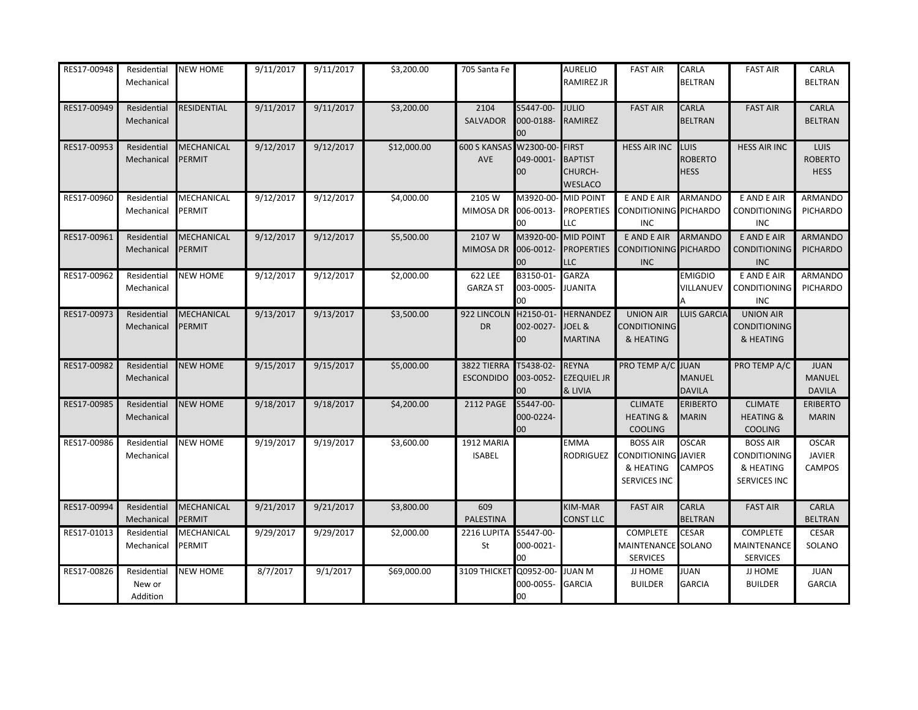| | | | | | | | | | | | | |
|---|---|---|---|---|---|---|---|---|---|---|---|---|
| RES17-00948 | Residential Mechanical | NEW HOME | 9/11/2017 | 9/11/2017 | $3,200.00 | 705 Santa Fe | | AURELIO RAMIREZ JR | FAST AIR | CARLA BELTRAN | FAST AIR | CARLA BELTRAN |
| RES17-00949 | Residential Mechanical | RESIDENTIAL | 9/11/2017 | 9/11/2017 | $3,200.00 | 2104 SALVADOR | S5447-00-000-0188-00 | JULIO RAMIREZ | FAST AIR | CARLA BELTRAN | FAST AIR | CARLA BELTRAN |
| RES17-00953 | Residential Mechanical | MECHANICAL PERMIT | 9/12/2017 | 9/12/2017 | $12,000.00 | 600 S KANSAS AVE | W2300-00-049-0001-00 | FIRST BAPTIST CHURCH-WESLACO | HESS AIR INC | LUIS ROBERTO HESS | HESS AIR INC | LUIS ROBERTO HESS |
| RES17-00960 | Residential Mechanical | MECHANICAL PERMIT | 9/12/2017 | 9/12/2017 | $4,000.00 | 2105 W MIMOSA DR | M3920-00-006-0013-00 | MID POINT PROPERTIES LLC | E AND E AIR CONDITIONING INC | ARMANDO PICHARDO | E AND E AIR CONDITIONING INC | ARMANDO PICHARDO |
| RES17-00961 | Residential Mechanical | MECHANICAL PERMIT | 9/12/2017 | 9/12/2017 | $5,500.00 | 2107 W MIMOSA DR | M3920-00-006-0012-00 | MID POINT PROPERTIES LLC | E AND E AIR CONDITIONING INC | ARMANDO PICHARDO | E AND E AIR CONDITIONING INC | ARMANDO PICHARDO |
| RES17-00962 | Residential Mechanical | NEW HOME | 9/12/2017 | 9/12/2017 | $2,000.00 | 622 LEE GARZA ST | B3150-01-003-0005-00 | GARZA JUANITA | | EMIGDIO VILLANUEVA | E AND E AIR CONDITIONING INC | ARMANDO PICHARDO |
| RES17-00973 | Residential Mechanical | MECHANICAL PERMIT | 9/13/2017 | 9/13/2017 | $3,500.00 | 922 LINCOLN DR | H2150-01-002-0027-00 | HERNANDEZ JOEL & MARTINA | UNION AIR CONDITIONING & HEATING | LUIS GARCIA | UNION AIR CONDITIONING & HEATING | |
| RES17-00982 | Residential Mechanical | NEW HOME | 9/15/2017 | 9/15/2017 | $5,000.00 | 3822 TIERRA ESCONDIDO | T5438-02-003-0052-00 | REYNA EZEQUIEL JR & LIVIA | PRO TEMP A/C | JUAN MANUEL DAVILA | PRO TEMP A/C | JUAN MANUEL DAVILA |
| RES17-00985 | Residential Mechanical | NEW HOME | 9/18/2017 | 9/18/2017 | $4,200.00 | 2112 PAGE | S5447-00-000-0224-00 | | CLIMATE HEATING & COOLING | ERIBERTO MARIN | CLIMATE HEATING & COOLING | ERIBERTO MARIN |
| RES17-00986 | Residential Mechanical | NEW HOME | 9/19/2017 | 9/19/2017 | $3,600.00 | 1912 MARIA ISABEL | | EMMA RODRIGUEZ | BOSS AIR CONDITIONING & HEATING SERVICES INC | OSCAR JAVIER CAMPOS | BOSS AIR CONDITIONING & HEATING SERVICES INC | OSCAR JAVIER CAMPOS |
| RES17-00994 | Residential Mechanical | MECHANICAL PERMIT | 9/21/2017 | 9/21/2017 | $3,800.00 | 609 PALESTINA | | KIM-MAR CONST LLC | FAST AIR | CARLA BELTRAN | FAST AIR | CARLA BELTRAN |
| RES17-01013 | Residential Mechanical | MECHANICAL PERMIT | 9/29/2017 | 9/29/2017 | $2,000.00 | 2216 LUPITA St | S5447-00-000-0021-00 | | COMPLETE MAINTENANCE SERVICES | CESAR SOLANO | COMPLETE MAINTENANCE SERVICES | CESAR SOLANO |
| RES17-00826 | Residential New or Addition | NEW HOME | 8/7/2017 | 9/1/2017 | $69,000.00 | 3109 THICKET | Q0952-00-000-0055-00 | JUAN M GARCIA | JJ HOME BUILDER | JUAN GARCIA | JJ HOME BUILDER | JUAN GARCIA |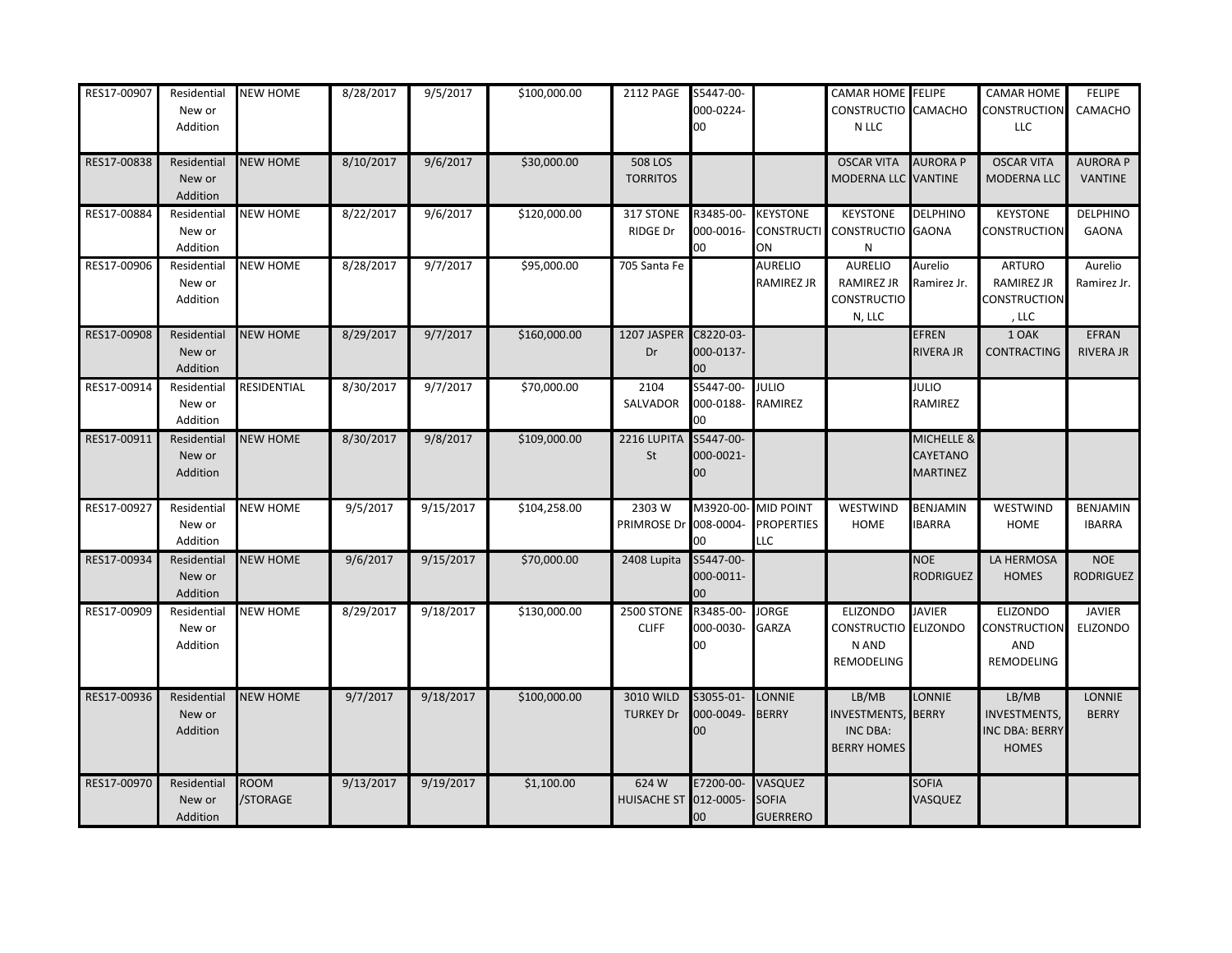| RES17-00907 | Residential New or Addition | NEW HOME | 8/28/2017 | 9/5/2017 | $100,000.00 | 2112 PAGE | S5447-00-000-0224-00 | | CAMAR HOME CONSTRUCTION LLC | FELIPE CAMACHO | CAMAR HOME CONSTRUCTION LLC | FELIPE CAMACHO |
|---|---|---|---|---|---|---|---|---|---|---|---|---|
| RES17-00838 | Residential New or Addition | NEW HOME | 8/10/2017 | 9/6/2017 | $30,000.00 | 508 LOS TORRITOS | | | OSCAR VITA MODERNA LLC | AURORA P VANTINE | OSCAR VITA MODERNA LLC | AURORA P VANTINE |
| RES17-00884 | Residential New or Addition | NEW HOME | 8/22/2017 | 9/6/2017 | $120,000.00 | 317 STONE RIDGE Dr | R3485-00-000-0016-00 | KEYSTONE CONSTRUCTION | KEYSTONE CONSTRUCTION | DELPHINO GAONA | KEYSTONE CONSTRUCTION | DELPHINO GAONA |
| RES17-00906 | Residential New or Addition | NEW HOME | 8/28/2017 | 9/7/2017 | $95,000.00 | 705 Santa Fe | | AURELIO RAMIREZ JR | AURELIO RAMIREZ JR CONSTRUCTION, LLC | Aurelio Ramirez Jr. | ARTURO RAMIREZ JR CONSTRUCTION, LLC | Aurelio Ramirez Jr. |
| RES17-00908 | Residential New or Addition | NEW HOME | 8/29/2017 | 9/7/2017 | $160,000.00 | 1207 JASPER Dr | C8220-03-000-0137-00 | | | EFREN RIVERA JR | 1 OAK CONTRACTING | EFRAN RIVERA JR |
| RES17-00914 | Residential New or Addition | RESIDENTIAL | 8/30/2017 | 9/7/2017 | $70,000.00 | 2104 SALVADOR | S5447-00-000-0188-00 | JULIO RAMIREZ | | JULIO RAMIREZ | | |
| RES17-00911 | Residential New or Addition | NEW HOME | 8/30/2017 | 9/8/2017 | $109,000.00 | 2216 LUPITA St | S5447-00-000-0021-00 | | | MICHELLE & CAYETANO MARTINEZ | | |
| RES17-00927 | Residential New or Addition | NEW HOME | 9/5/2017 | 9/15/2017 | $104,258.00 | 2303 W PRIMROSE Dr | M3920-00-008-0004-00 | MID POINT PROPERTIES LLC | WESTWIND HOME | BENJAMIN IBARRA | WESTWIND HOME | BENJAMIN IBARRA |
| RES17-00934 | Residential New or Addition | NEW HOME | 9/6/2017 | 9/15/2017 | $70,000.00 | 2408 Lupita | S5447-00-000-0011-00 | | | NOE RODRIGUEZ | LA HERMOSA HOMES | NOE RODRIGUEZ |
| RES17-00909 | Residential New or Addition | NEW HOME | 8/29/2017 | 9/18/2017 | $130,000.00 | 2500 STONE CLIFF | R3485-00-000-0030-00 | JORGE GARZA | ELIZONDO CONSTRUCTION AND REMODELING | JAVIER ELIZONDO | ELIZONDO CONSTRUCTION AND REMODELING | JAVIER ELIZONDO |
| RES17-00936 | Residential New or Addition | NEW HOME | 9/7/2017 | 9/18/2017 | $100,000.00 | 3010 WILD TURKEY Dr | S3055-01-000-0049-00 | LONNIE BERRY | LB/MB INVESTMENTS, INC DBA: BERRY HOMES | LONNIE BERRY | LB/MB INVESTMENTS, INC DBA: BERRY HOMES | LONNIE BERRY |
| RES17-00970 | Residential New or Addition | ROOM /STORAGE | 9/13/2017 | 9/19/2017 | $1,100.00 | 624 W HUISACHE ST | E7200-00-012-0005-00 | VASQUEZ SOFIA GUERRERO | | SOFIA VASQUEZ | | |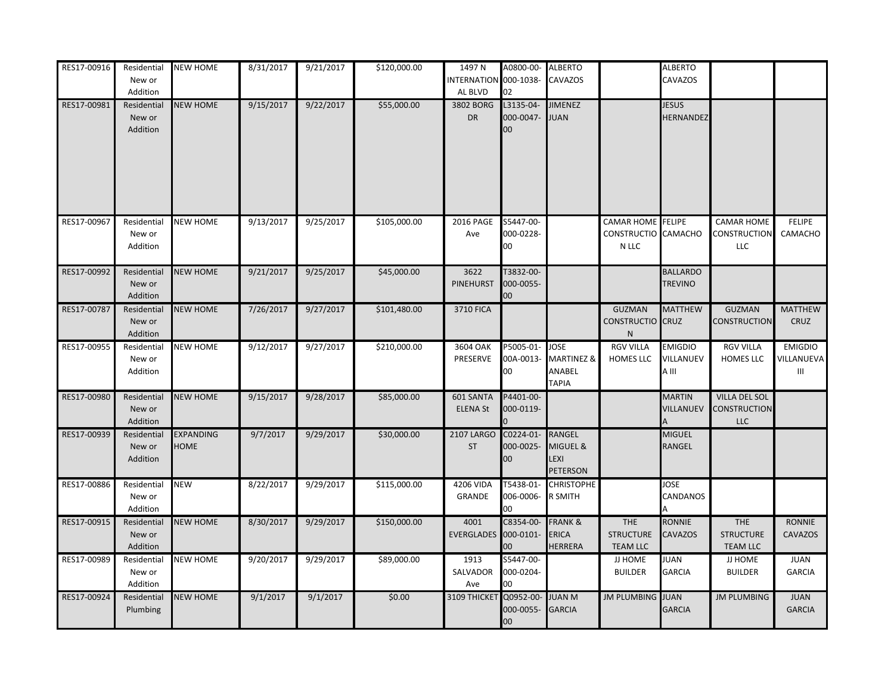| RES17-00916 | Residential New or Addition | NEW HOME | 8/31/2017 | 9/21/2017 | $120,000.00 | 1497 N INTERNATIONAL BLVD | A0800-00-000-1038-02 | ALBERTO CAVAZOS | | ALBERTO CAVAZOS | | |
|---|---|---|---|---|---|---|---|---|---|---|---|---|
| RES17-00981 | Residential New or Addition | NEW HOME | 9/15/2017 | 9/22/2017 | $55,000.00 | 3802 BORG DR | L3135-04-000-0047-00 | JIMENEZ JUAN | | JESUS HERNANDEZ | | |
| RES17-00967 | Residential New or Addition | NEW HOME | 9/13/2017 | 9/25/2017 | $105,000.00 | 2016 PAGE Ave | S5447-00-000-0228-00 | | CAMAR HOME CONSTRUCTION LLC | FELIPE CAMACHO | CAMAR HOME CONSTRUCTION LLC | FELIPE CAMACHO |
| RES17-00992 | Residential New or Addition | NEW HOME | 9/21/2017 | 9/25/2017 | $45,000.00 | 3622 PINEHURST | T3832-00-000-0055-00 | | | BALLARDO TREVINO | | |
| RES17-00787 | Residential New or Addition | NEW HOME | 7/26/2017 | 9/27/2017 | $101,480.00 | 3710 FICA | | | GUZMAN CONSTRUCTION | MATTHEW CRUZ | GUZMAN CONSTRUCTION | MATTHEW CRUZ |
| RES17-00955 | Residential New or Addition | NEW HOME | 9/12/2017 | 9/27/2017 | $210,000.00 | 3604 OAK PRESERVE | P5005-01-00A-0013-00 | JOSE MARTINEZ & ANABEL TAPIA | RGV VILLA HOMES LLC | EMIGDIO VILLANUEVA III | RGV VILLA HOMES LLC | EMIGDIO VILLANUEVA III |
| RES17-00980 | Residential New or Addition | NEW HOME | 9/15/2017 | 9/28/2017 | $85,000.00 | 601 SANTA ELENA St | P4401-00-000-0119-0 | | | MARTIN VILLANUEVA | VILLA DEL SOL CONSTRUCTION LLC | |
| RES17-00939 | Residential New or Addition | EXPANDING HOME | 9/7/2017 | 9/29/2017 | $30,000.00 | 2107 LARGO ST | C0224-01-000-0025-00 | RANGEL MIGUEL & LEXI PETERSON | | MIGUEL RANGEL | | |
| RES17-00886 | Residential New or Addition | NEW | 8/22/2017 | 9/29/2017 | $115,000.00 | 4206 VIDA GRANDE | T5438-01-006-0006-00 | CHRISTOPHER SMITH | | JOSE CANDANOSA | | |
| RES17-00915 | Residential New or Addition | NEW HOME | 8/30/2017 | 9/29/2017 | $150,000.00 | 4001 EVERGLADES | C8354-00-000-0101-00 | FRANK & ERICA HERRERA | THE STRUCTURE TEAM LLC | RONNIE CAVAZOS | THE STRUCTURE TEAM LLC | RONNIE CAVAZOS |
| RES17-00989 | Residential New or Addition | NEW HOME | 9/20/2017 | 9/29/2017 | $89,000.00 | 1913 SALVADOR Ave | S5447-00-000-0204-00 | | JJ HOME BUILDER | JUAN GARCIA | JJ HOME BUILDER | JUAN GARCIA |
| RES17-00924 | Residential Plumbing | NEW HOME | 9/1/2017 | 9/1/2017 | $0.00 | 3109 THICKET | Q0952-00-000-0055-00 | JUAN M GARCIA | JM PLUMBING | JUAN GARCIA | JM PLUMBING | JUAN GARCIA |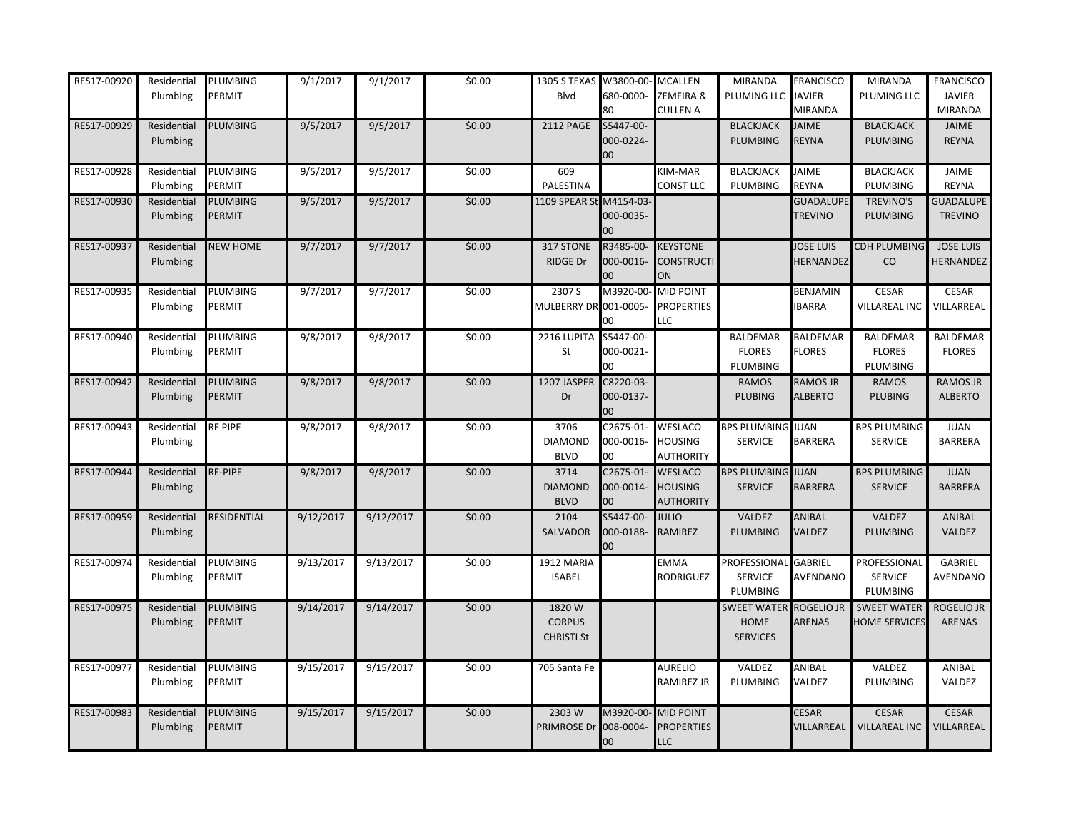| RES17-00920 | Residential Plumbing | PLUMBING PERMIT | 9/1/2017 | 9/1/2017 | $0.00 | 1305 S TEXAS Blvd | W3800-00-680-0000-80 | MCALLEN ZEMFIRA & CULLEN A | MIRANDA PLUMING LLC | FRANCISCO JAVIER MIRANDA | MIRANDA PLUMING LLC | FRANCISCO JAVIER MIRANDA |
|---|---|---|---|---|---|---|---|---|---|---|---|---|
| RES17-00929 | Residential Plumbing | PLUMBING | 9/5/2017 | 9/5/2017 | $0.00 | 2112 PAGE | S5447-00-000-0224-00 | | BLACKJACK PLUMBING | JAIME REYNA | BLACKJACK PLUMBING | JAIME REYNA |
| RES17-00928 | Residential Plumbing | PLUMBING PERMIT | 9/5/2017 | 9/5/2017 | $0.00 | 609 PALESTINA | | KIM-MAR CONST LLC | BLACKJACK PLUMBING | JAIME REYNA | BLACKJACK PLUMBING | JAIME REYNA |
| RES17-00930 | Residential Plumbing | PLUMBING PERMIT | 9/5/2017 | 9/5/2017 | $0.00 | 1109 SPEAR St | M4154-03-000-0035-00 | | | GUADALUPE TREVINO | TREVINO'S PLUMBING | GUADALUPE TREVINO |
| RES17-00937 | Residential Plumbing | NEW HOME | 9/7/2017 | 9/7/2017 | $0.00 | 317 STONE RIDGE Dr | R3485-00-000-0016-00 | KEYSTONE CONSTRUCTION | | JOSE LUIS HERNANDEZ | CDH PLUMBING CO | JOSE LUIS HERNANDEZ |
| RES17-00935 | Residential Plumbing | PLUMBING PERMIT | 9/7/2017 | 9/7/2017 | $0.00 | 2307 S MULBERRY DR | M3920-00-001-0005-00 | MID POINT PROPERTIES LLC | | BENJAMIN IBARRA | CESAR VILLAREAL INC | CESAR VILLARREAL |
| RES17-00940 | Residential Plumbing | PLUMBING PERMIT | 9/8/2017 | 9/8/2017 | $0.00 | 2216 LUPITA St | S5447-00-000-0021-00 | | BALDEMAR FLORES PLUMBING | BALDEMAR FLORES | BALDEMAR FLORES PLUMBING | BALDEMAR FLORES |
| RES17-00942 | Residential Plumbing | PLUMBING PERMIT | 9/8/2017 | 9/8/2017 | $0.00 | 1207 JASPER Dr | C8220-03-000-0137-00 | | RAMOS PLUBING | RAMOS JR ALBERTO | RAMOS PLUBING | RAMOS JR ALBERTO |
| RES17-00943 | Residential Plumbing | RE PIPE | 9/8/2017 | 9/8/2017 | $0.00 | 3706 DIAMOND BLVD | C2675-01-000-0016-00 | WESLACO HOUSING AUTHORITY | BPS PLUMBING SERVICE | JUAN BARRERA | BPS PLUMBING SERVICE | JUAN BARRERA |
| RES17-00944 | Residential Plumbing | RE-PIPE | 9/8/2017 | 9/8/2017 | $0.00 | 3714 DIAMOND BLVD | C2675-01-000-0014-00 | WESLACO HOUSING AUTHORITY | BPS PLUMBING SERVICE | JUAN BARRERA | BPS PLUMBING SERVICE | JUAN BARRERA |
| RES17-00959 | Residential Plumbing | RESIDENTIAL | 9/12/2017 | 9/12/2017 | $0.00 | 2104 SALVADOR | S5447-00-000-0188-00 | JULIO RAMIREZ | VALDEZ PLUMBING | ANIBAL VALDEZ | VALDEZ PLUMBING | ANIBAL VALDEZ |
| RES17-00974 | Residential Plumbing | PLUMBING PERMIT | 9/13/2017 | 9/13/2017 | $0.00 | 1912 MARIA ISABEL | | EMMA RODRIGUEZ | PROFESSIONAL SERVICE PLUMBING | GABRIEL AVENDANO | PROFESSIONAL SERVICE PLUMBING | GABRIEL AVENDANO |
| RES17-00975 | Residential Plumbing | PLUMBING PERMIT | 9/14/2017 | 9/14/2017 | $0.00 | 1820 W CORPUS CHRISTI St | | | SWEET WATER HOME SERVICES | ROGELIO JR ARENAS | SWEET WATER HOME SERVICES | ROGELIO JR ARENAS |
| RES17-00977 | Residential Plumbing | PLUMBING PERMIT | 9/15/2017 | 9/15/2017 | $0.00 | 705 Santa Fe | | AURELIO RAMIREZ JR | VALDEZ PLUMBING | ANIBAL VALDEZ | VALDEZ PLUMBING | ANIBAL VALDEZ |
| RES17-00983 | Residential Plumbing | PLUMBING PERMIT | 9/15/2017 | 9/15/2017 | $0.00 | 2303 W PRIMROSE Dr | M3920-00-008-0004-00 | MID POINT PROPERTIES LLC | | CESAR VILLARREAL | CESAR VILLAREAL INC | CESAR VILLARREAL |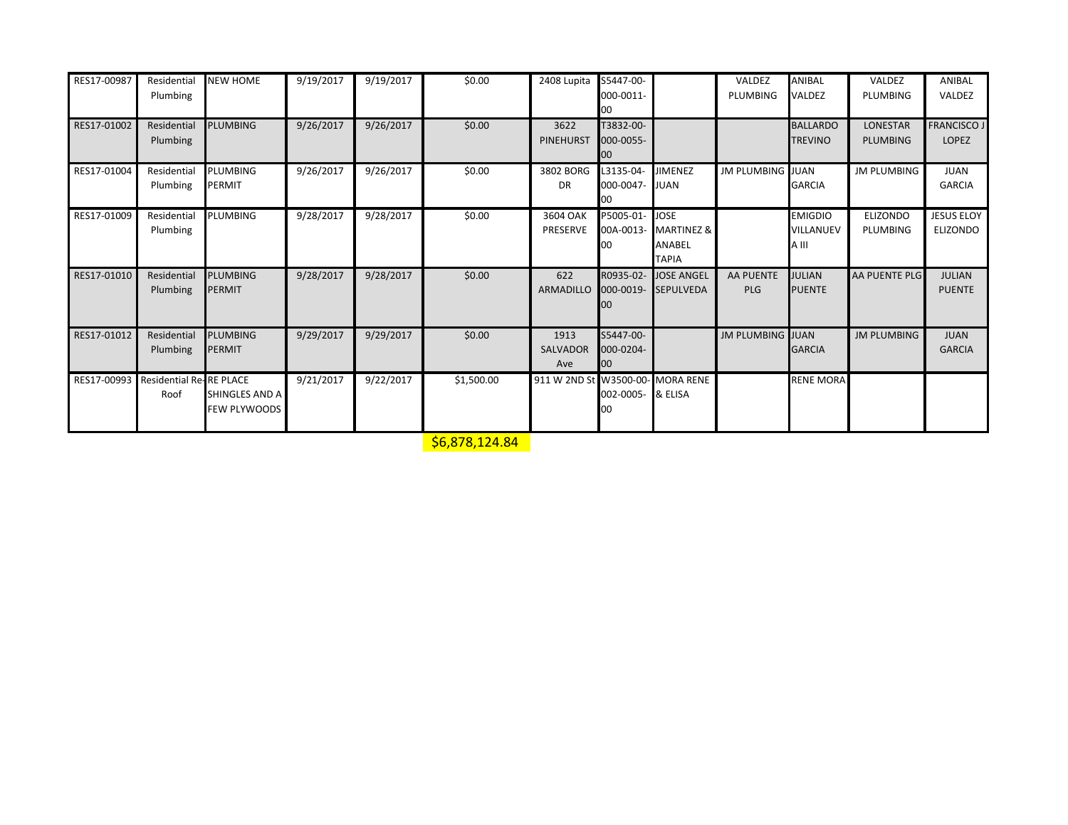| | | | | | | | | | | | | |
|---|---|---|---|---|---|---|---|---|---|---|---|---|
| RES17-00987 | Residential Plumbing | NEW HOME | 9/19/2017 | 9/19/2017 | $0.00 | 2408 Lupita | S5447-00-000-0011-00 | | VALDEZ PLUMBING | ANIBAL VALDEZ | VALDEZ PLUMBING | ANIBAL VALDEZ |
| RES17-01002 | Residential Plumbing | PLUMBING | 9/26/2017 | 9/26/2017 | $0.00 | 3622 PINEHURST | T3832-00-000-0055-00 | | | BALLARDO TREVINO | LONESTAR PLUMBING | FRANCISCO J LOPEZ |
| RES17-01004 | Residential Plumbing | PLUMBING PERMIT | 9/26/2017 | 9/26/2017 | $0.00 | 3802 BORG DR | L3135-04-000-0047-00 | JIMENEZ JUAN | JM PLUMBING | JUAN GARCIA | JM PLUMBING | JUAN GARCIA |
| RES17-01009 | Residential Plumbing | PLUMBING | 9/28/2017 | 9/28/2017 | $0.00 | 3604 OAK PRESERVE | P5005-01-00A-0013-00 | JOSE MARTINEZ & ANABEL TAPIA | | EMIGDIO VILLANUEVA III | ELIZONDO PLUMBING | JESUS ELOY ELIZONDO |
| RES17-01010 | Residential Plumbing | PLUMBING PERMIT | 9/28/2017 | 9/28/2017 | $0.00 | 622 ARMADILLO | R0935-02-000-0019-00 | JOSE ANGEL SEPULVEDA | AA PUENTE PLG | JULIAN PUENTE | AA PUENTE PLG | JULIAN PUENTE |
| RES17-01012 | Residential Plumbing | PLUMBING PERMIT | 9/29/2017 | 9/29/2017 | $0.00 | 1913 SALVADOR Ave | S5447-00-000-0204-00 | | JM PLUMBING | JUAN GARCIA | JM PLUMBING | JUAN GARCIA |
| RES17-00993 | Residential Re-Roof | RE PLACE SHINGLES AND A FEW PLYWOODS | 9/21/2017 | 9/22/2017 | $1,500.00 | 911 W 2ND St | W3500-00-002-0005-00 | MORA RENE & ELISA | | RENE MORA | | |
| | | | | | $6,878,124.84 | | | | | | | |